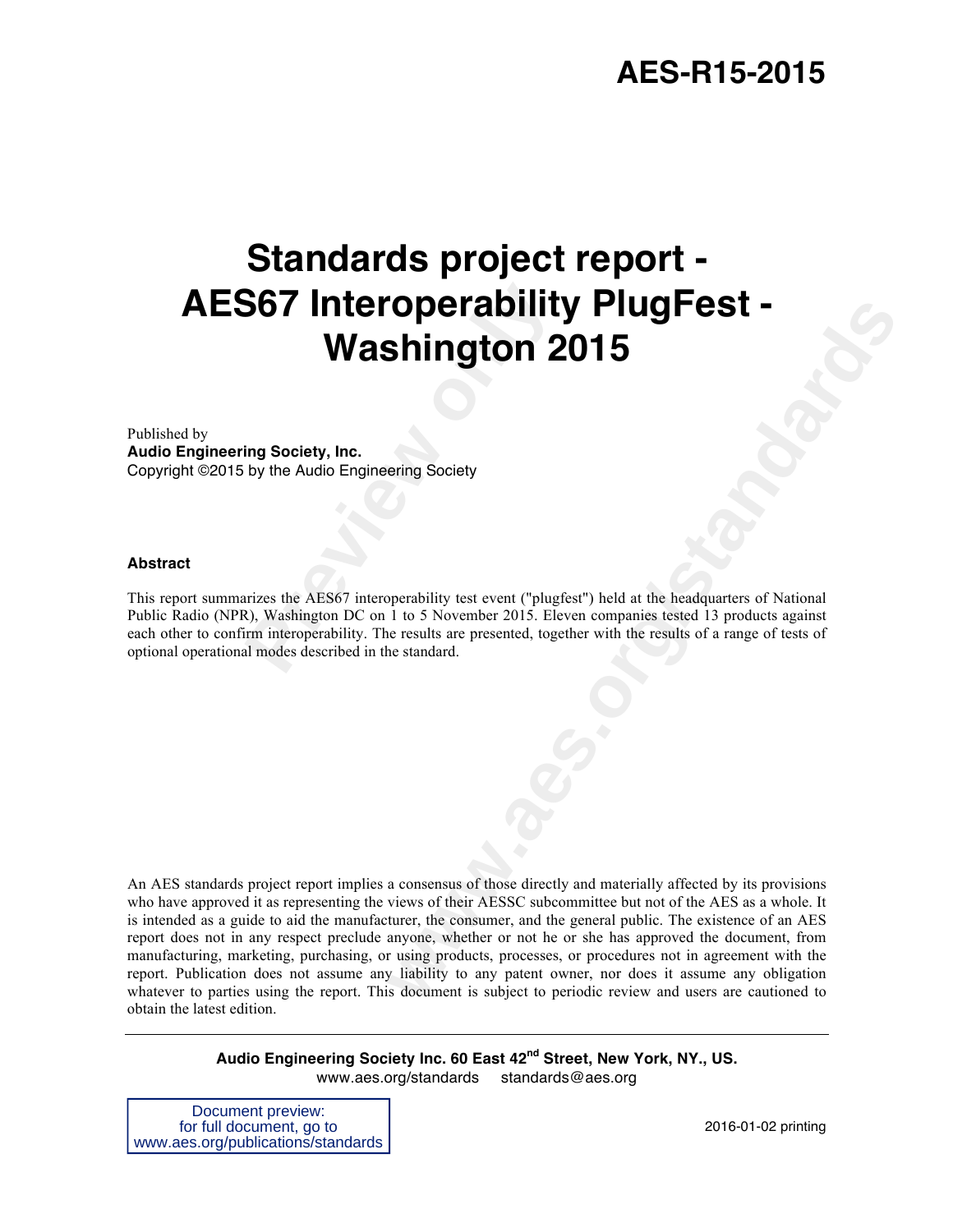# AES-R15-2015

# Standards project report - AES67 Interoperability PlugFest - Washington 2015

Published by
**Audio Engineering Society, Inc.**
Copyright ©2015 by the Audio Engineering Society

### Abstract

This report summarizes the AES67 interoperability test event ("plugfest") held at the headquarters of National Public Radio (NPR), Washington DC on 1 to 5 November 2015. Eleven companies tested 13 products against each other to confirm interoperability. The results are presented, together with the results of a range of tests of optional operational modes described in the standard.

An AES standards project report implies a consensus of those directly and materially affected by its provisions who have approved it as representing the views of their AESSC subcommittee but not of the AES as a whole. It is intended as a guide to aid the manufacturer, the consumer, and the general public. The existence of an AES report does not in any respect preclude anyone, whether or not he or she has approved the document, from manufacturing, marketing, purchasing, or using products, processes, or procedures not in agreement with the report. Publication does not assume any liability to any patent owner, nor does it assume any obligation whatever to parties using the report. This document is subject to periodic review and users are cautioned to obtain the latest edition.

**Audio Engineering Society Inc. 60 East 42nd Street, New York, NY., US.**
www.aes.org/standards standards@aes.org

Document preview:
for full document, go to
www.aes.org/publications/standards

2016-01-02 printing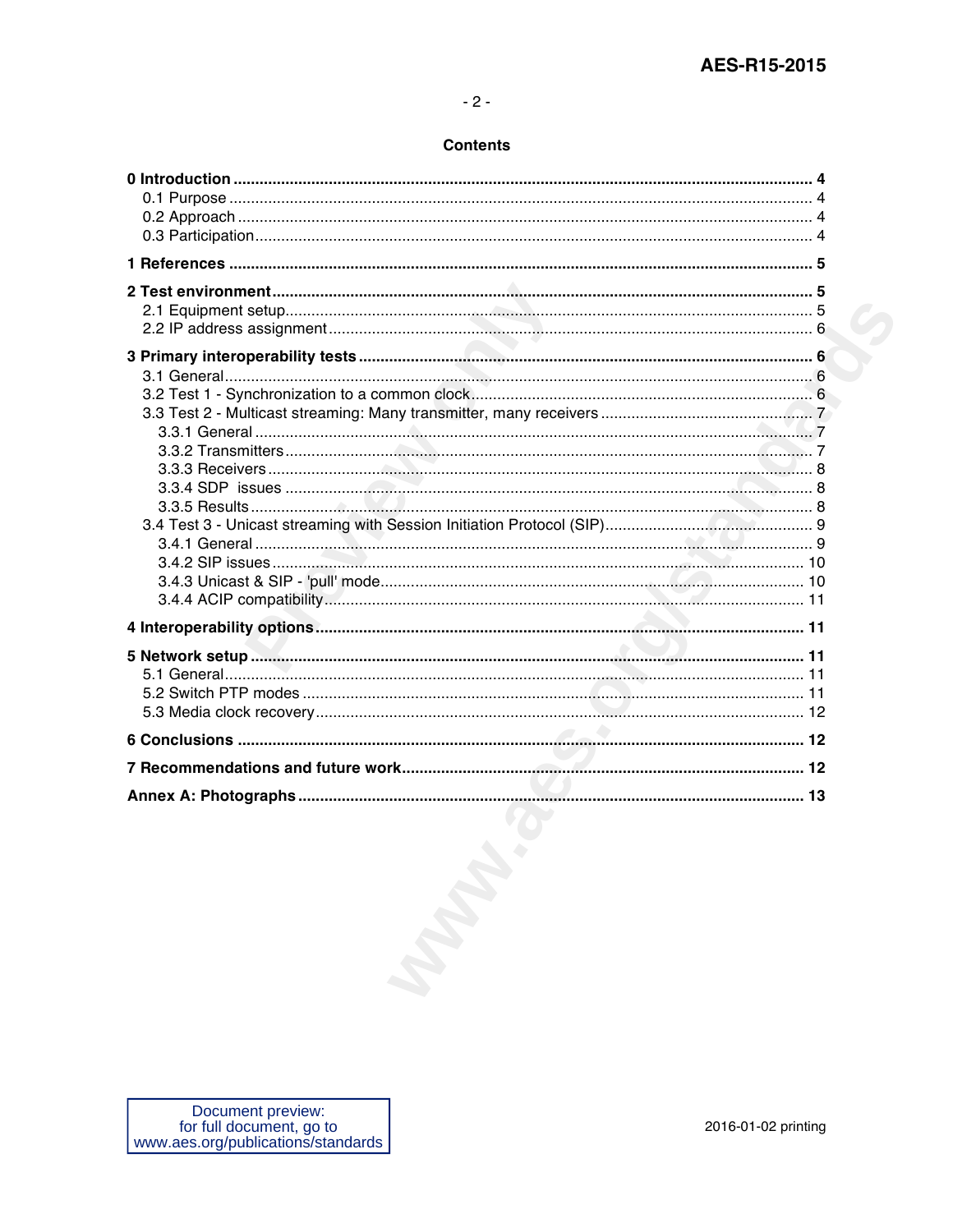## Contents

**0 Introduction** .......... **4**
- 0.1 Purpose .......... 4
- 0.2 Approach .......... 4
- 0.3 Participation .......... 4

**1 References** .......... **5**

**2 Test environment** .......... **5**
- 2.1 Equipment setup .......... 5
- 2.2 IP address assignment .......... 6

**3 Primary interoperability tests** .......... **6**
- 3.1 General .......... 6
- 3.2 Test 1 - Synchronization to a common clock .......... 6
- 3.3 Test 2 - Multicast streaming: Many transmitter, many receivers .......... 7
  - 3.3.1 General .......... 7
  - 3.3.2 Transmitters .......... 7
  - 3.3.3 Receivers .......... 8
  - 3.3.4 SDP issues .......... 8
  - 3.3.5 Results .......... 8
- 3.4 Test 3 - Unicast streaming with Session Initiation Protocol (SIP) .......... 9
  - 3.4.1 General .......... 9
  - 3.4.2 SIP issues .......... 10
  - 3.4.3 Unicast & SIP - 'pull' mode .......... 10
  - 3.4.4 ACIP compatibility .......... 11

**4 Interoperability options** .......... **11**

**5 Network setup** .......... **11**
- 5.1 General .......... 11
- 5.2 Switch PTP modes .......... 11
- 5.3 Media clock recovery .......... 12

**6 Conclusions** .......... **12**

**7 Recommendations and future work** .......... **12**

**Annex A: Photographs** .......... **13**

Document preview:
for full document, go to
www.aes.org/publications/standards

2016-01-02 printing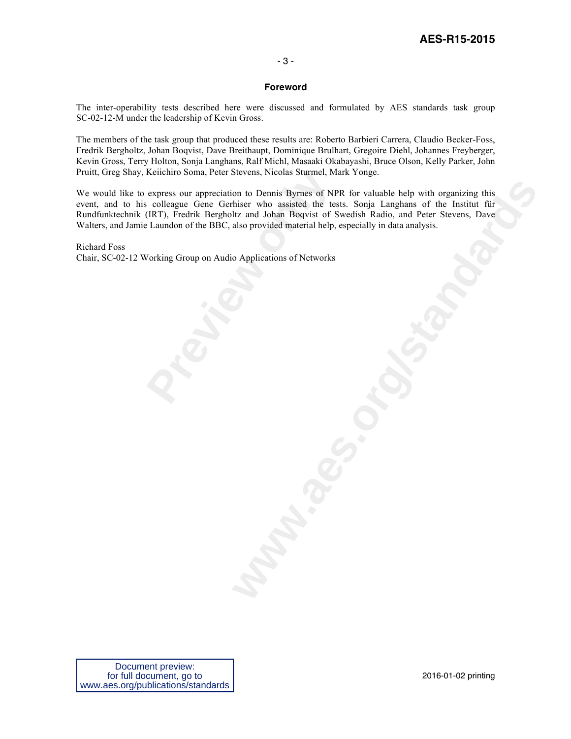## Foreword

The inter-operability tests described here were discussed and formulated by AES standards task group SC-02-12-M under the leadership of Kevin Gross.

The members of the task group that produced these results are: Roberto Barbieri Carrera, Claudio Becker-Foss, Fredrik Bergholtz, Johan Boqvist, Dave Breithaupt, Dominique Brulhart, Gregoire Diehl, Johannes Freyberger, Kevin Gross, Terry Holton, Sonja Langhans, Ralf Michl, Masaaki Okabayashi, Bruce Olson, Kelly Parker, John Pruitt, Greg Shay, Keiichiro Soma, Peter Stevens, Nicolas Sturmel, Mark Yonge.

We would like to express our appreciation to Dennis Byrnes of NPR for valuable help with organizing this event, and to his colleague Gene Gerhiser who assisted the tests. Sonja Langhans of the Institut für Rundfunktechnik (IRT), Fredrik Bergholtz and Johan Boqvist of Swedish Radio, and Peter Stevens, Dave Walters, and Jamie Laundon of the BBC, also provided material help, especially in data analysis.

Richard Foss
Chair, SC-02-12 Working Group on Audio Applications of Networks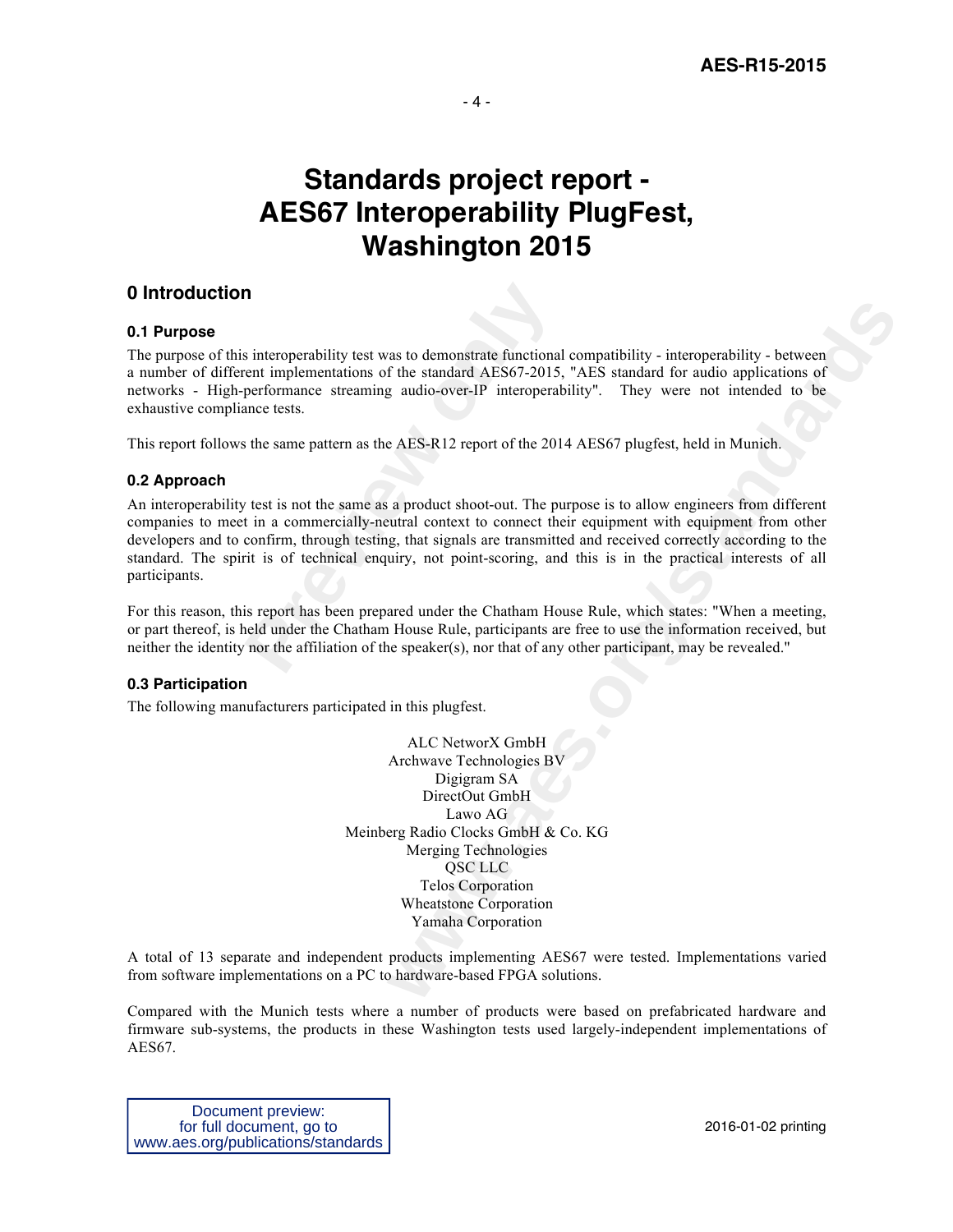# Standards project report - AES67 Interoperability PlugFest, Washington 2015

## 0 Introduction

### 0.1 Purpose

The purpose of this interoperability test was to demonstrate functional compatibility - interoperability - between a number of different implementations of the standard AES67-2015, "AES standard for audio applications of networks - High-performance streaming audio-over-IP interoperability". They were not intended to be exhaustive compliance tests.

This report follows the same pattern as the AES-R12 report of the 2014 AES67 plugfest, held in Munich.

### 0.2 Approach

An interoperability test is not the same as a product shoot-out. The purpose is to allow engineers from different companies to meet in a commercially-neutral context to connect their equipment with equipment from other developers and to confirm, through testing, that signals are transmitted and received correctly according to the standard. The spirit is of technical enquiry, not point-scoring, and this is in the practical interests of all participants.

For this reason, this report has been prepared under the Chatham House Rule, which states: "When a meeting, or part thereof, is held under the Chatham House Rule, participants are free to use the information received, but neither the identity nor the affiliation of the speaker(s), nor that of any other participant, may be revealed."

### 0.3 Participation

The following manufacturers participated in this plugfest.

ALC NetworX GmbH
Archwave Technologies BV
Digigram SA
DirectOut GmbH
Lawo AG
Meinberg Radio Clocks GmbH & Co. KG
Merging Technologies
QSC LLC
Telos Corporation
Wheatstone Corporation
Yamaha Corporation

A total of 13 separate and independent products implementing AES67 were tested. Implementations varied from software implementations on a PC to hardware-based FPGA solutions.

Compared with the Munich tests where a number of products were based on prefabricated hardware and firmware sub-systems, the products in these Washington tests used largely-independent implementations of AES67.